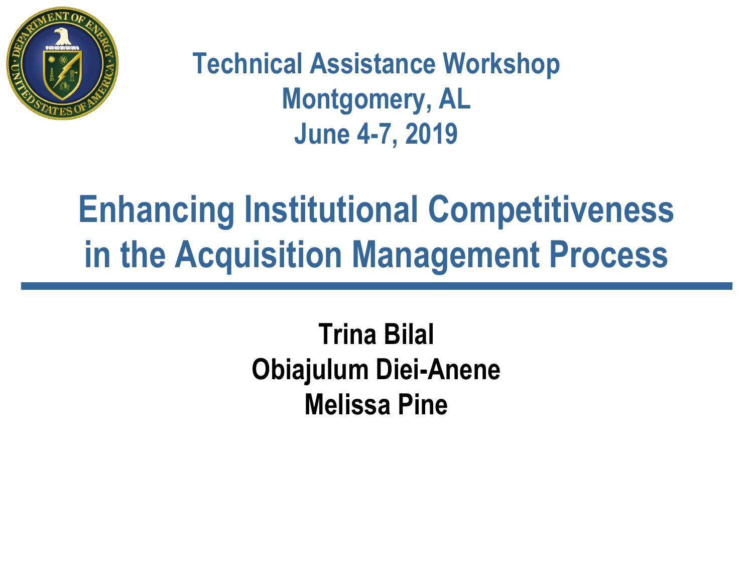Technical Assistance Workshop
Montgomery, AL
June 4-7, 2019

# Enhancing Institutional Competitiveness in the Acquisition Management Process

**Trina Bilal**
**Obiajulum Diei-Anene**
**Melissa Pine**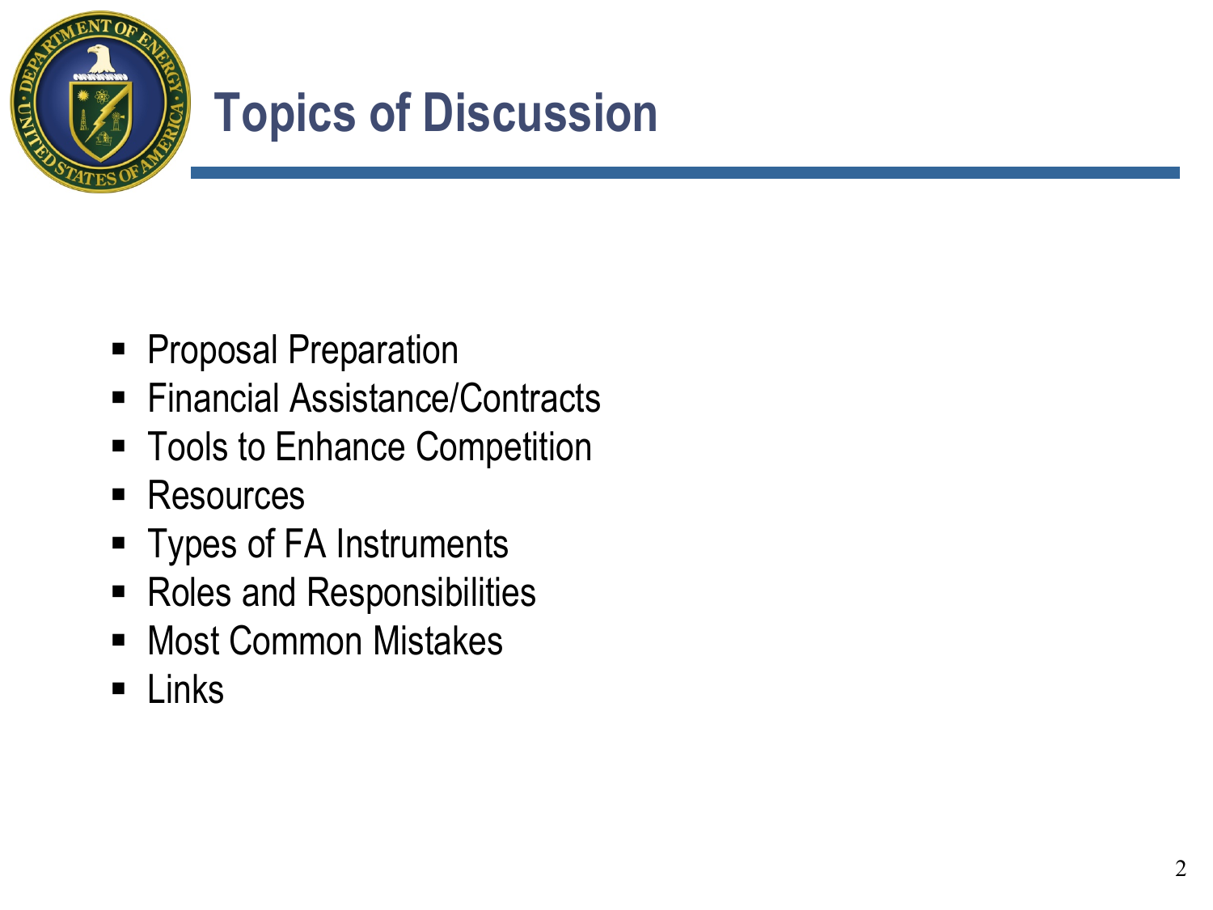# Topics of Discussion

- Proposal Preparation
- Financial Assistance/Contracts
- Tools to Enhance Competition
- Resources
- Types of FA Instruments
- Roles and Responsibilities
- Most Common Mistakes
- Links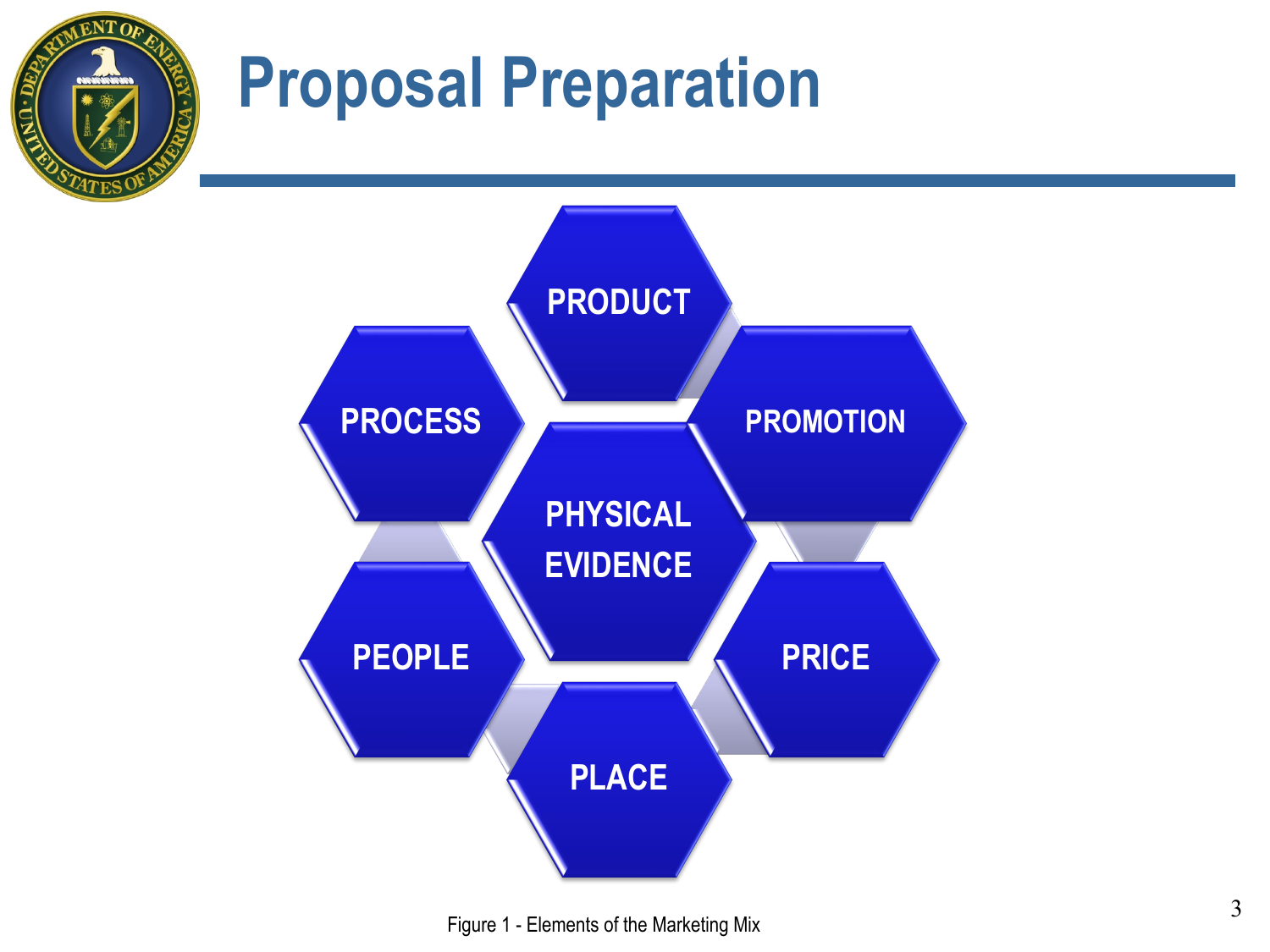# Proposal Preparation

PRODUCT

PROCESS

PROMOTION

PHYSICAL EVIDENCE

PEOPLE

PRICE

PLACE

Figure 1 - Elements of the Marketing Mix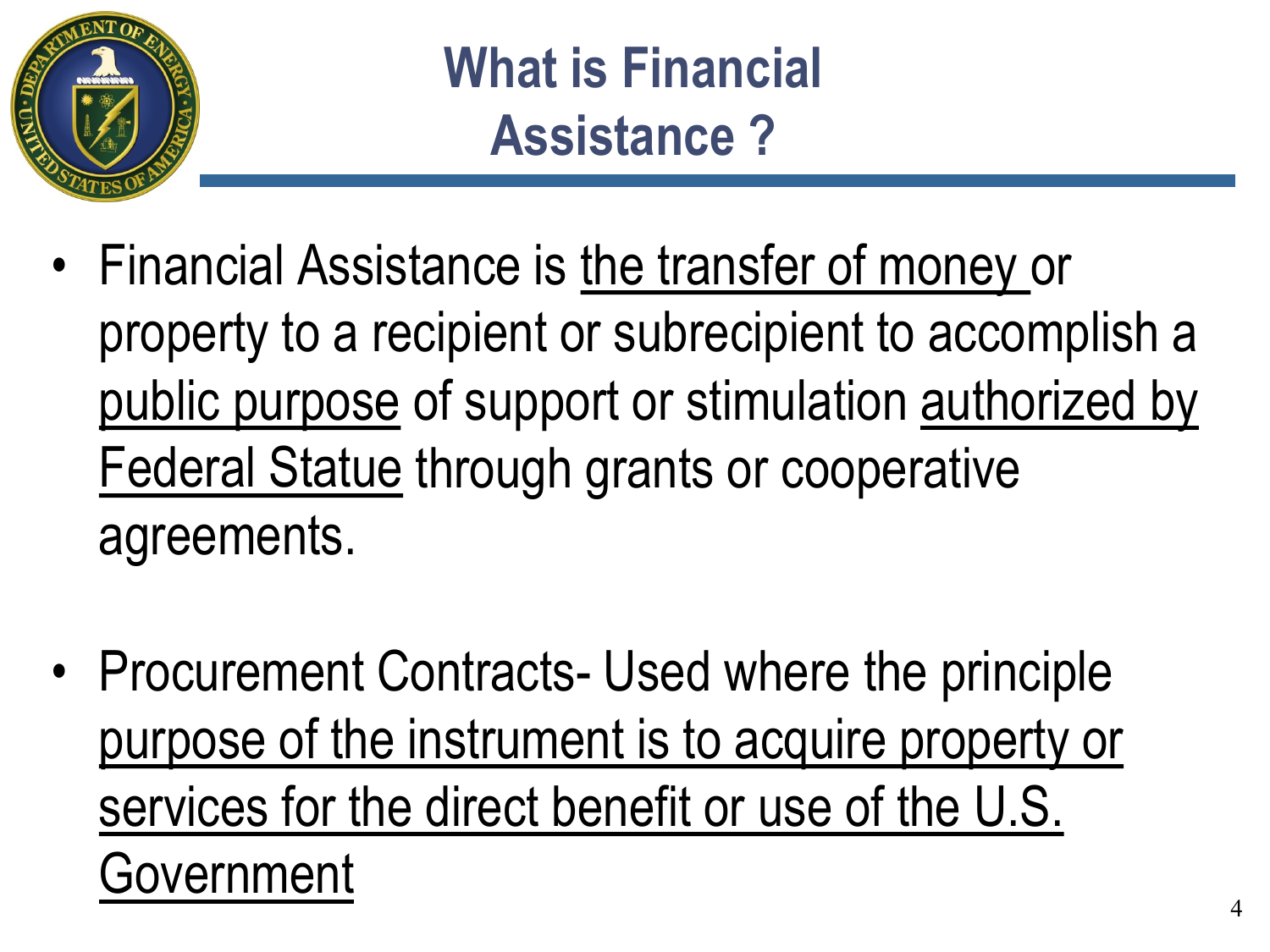# What is Financial Assistance ?

- Financial Assistance is <u>the transfer of money</u> or property to a recipient or subrecipient to accomplish a <u>public purpose</u> of support or stimulation <u>authorized by Federal Statue</u> through grants or cooperative agreements.

- Procurement Contracts- Used where the principle <u>purpose of the instrument is to acquire property or services for the direct benefit or use of the U.S. Government</u>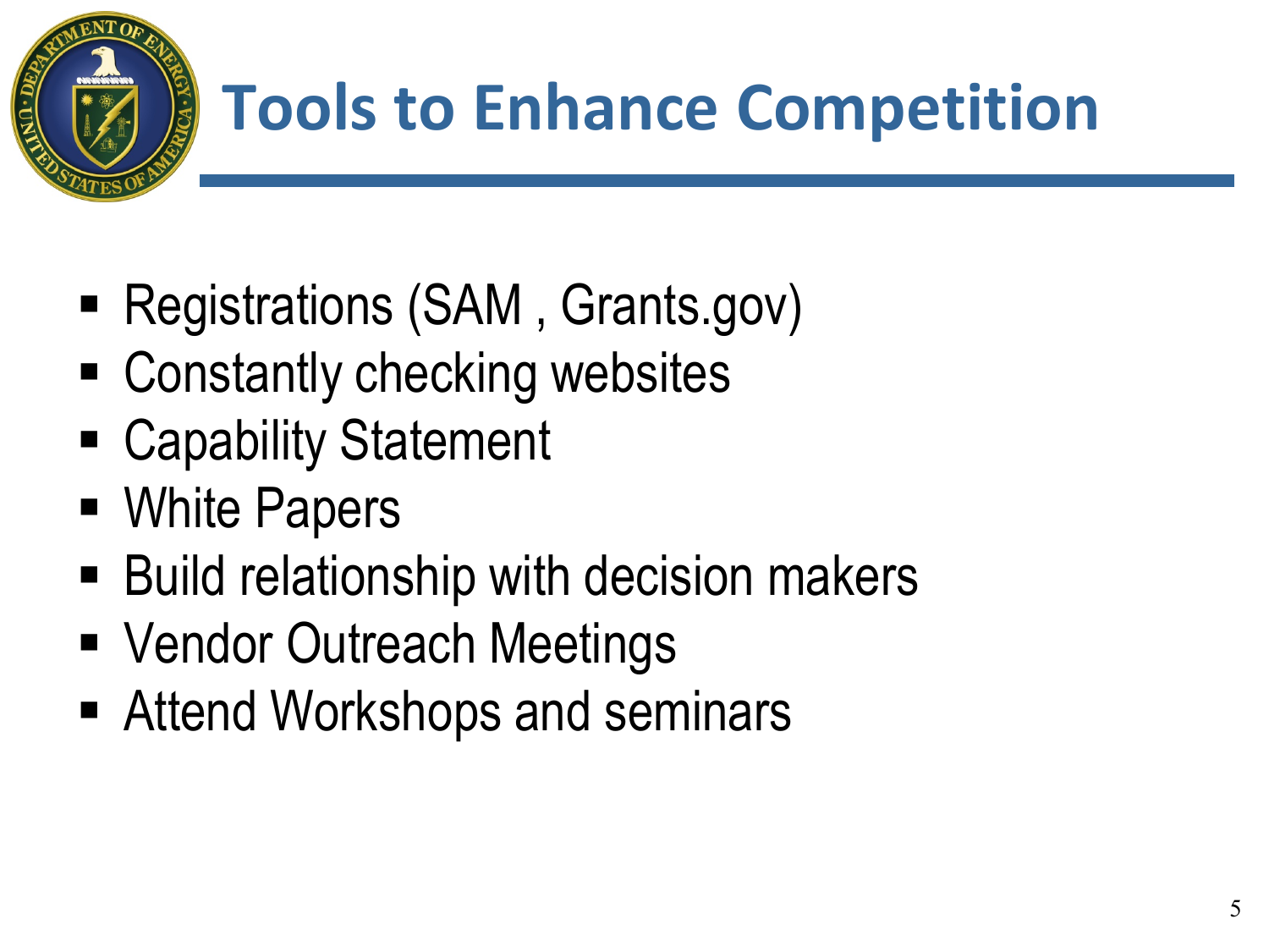# Tools to Enhance Competition

- Registrations (SAM , Grants.gov)
- Constantly checking websites
- Capability Statement
- White Papers
- Build relationship with decision makers
- Vendor Outreach Meetings
- Attend Workshops and seminars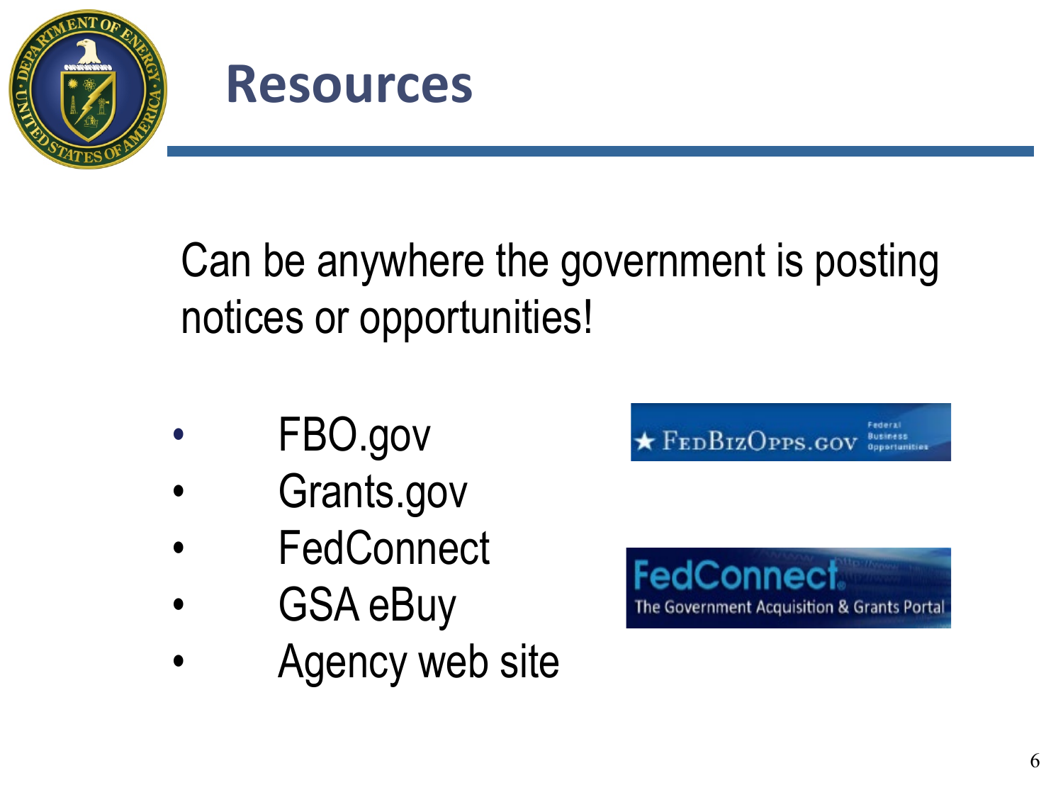# Resources

Can be anywhere the government is posting notices or opportunities!

- FBO.gov
- Grants.gov
- FedConnect
- GSA eBuy
- Agency web site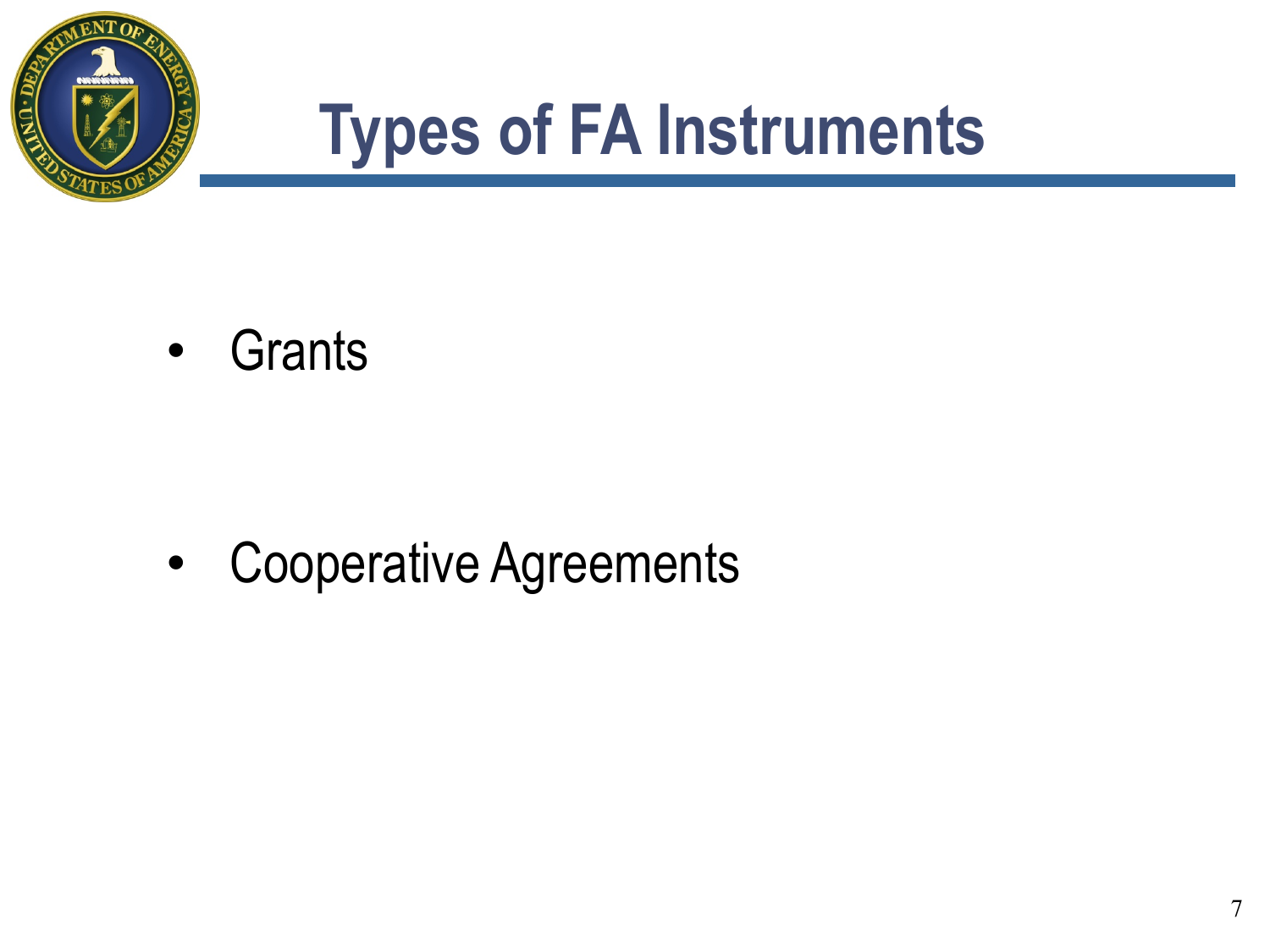# Types of FA Instruments

- Grants
- Cooperative Agreements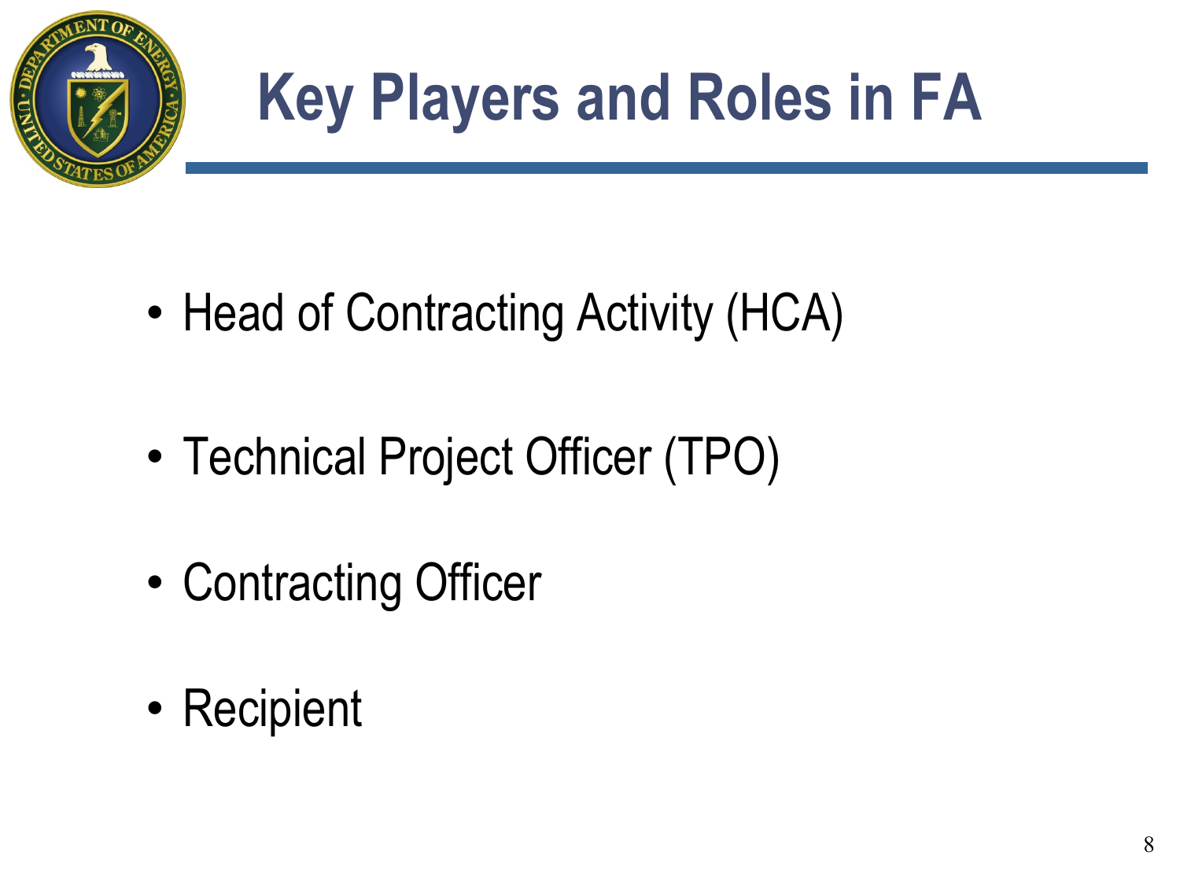# Key Players and Roles in FA

- Head of Contracting Activity (HCA)
- Technical Project Officer (TPO)
- Contracting Officer
- Recipient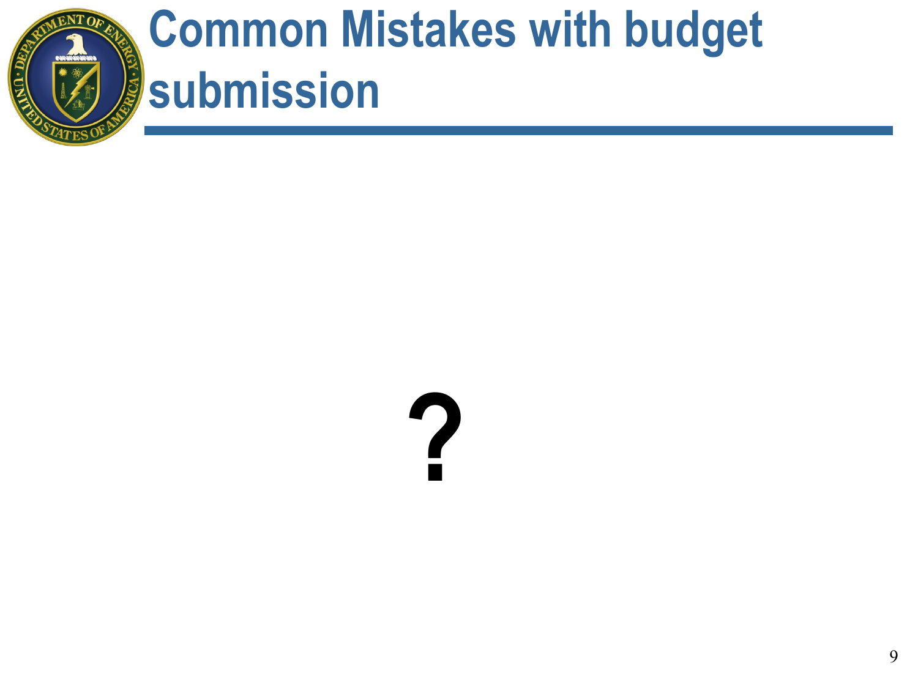# Common Mistakes with budget submission

?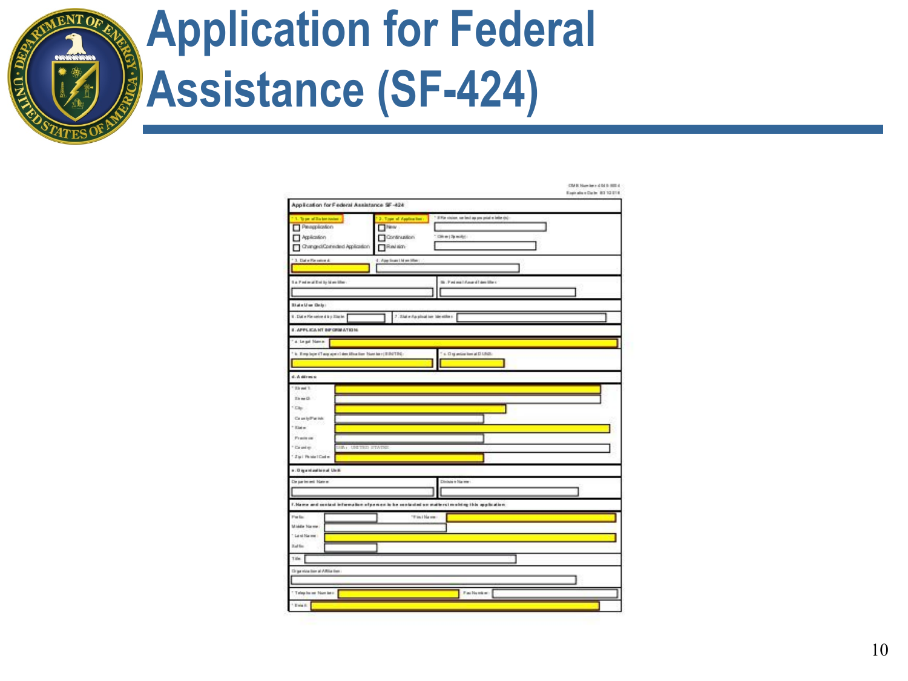# Application for Federal Assistance (SF-424)

OMB Number: 4040-0004
Expiration Date: 03/31/2018

**Application for Federal Assistance SF-424**

| | | |
|---|---|---|
| * 1. Type of Submission: ☐ Preapplication ☐ Application ☐ Changed/Corrected Application | * 2. Type of Application: ☐ New ☐ Continuation ☐ Revision | * If Revision, select appropriate letter(s): * Other (Specify): |
| * 3. Date Received: | 4. Applicant Identifier: | |
| 5a. Federal Entity Identifier: | 5b. Federal Award Identifier: | |

**State Use Only:**

6. Date Received by State: 7. State Application Identifier:

**8. APPLICANT INFORMATION:**

* a. Legal Name:
* b. Employer/Taxpayer Identification Number (EIN/TIN):
* c. Organizational DUNS:

**d. Address:**

* Street1:
* Street2:
* City:
* County/Parish:
* State:
* Province:
* Country: USA: UNITED STATES
* Zip / Postal Code:

**e. Organizational Unit:**

Department Name: Division Name:

**f. Name and contact information of person to be contacted on matters involving this application:**

* Prefix: * First Name:
* Middle Name:
* Last Name:
* Suffix:
* Title:
* Organizational Affiliation:
* Telephone Number: Fax Number:
* Email: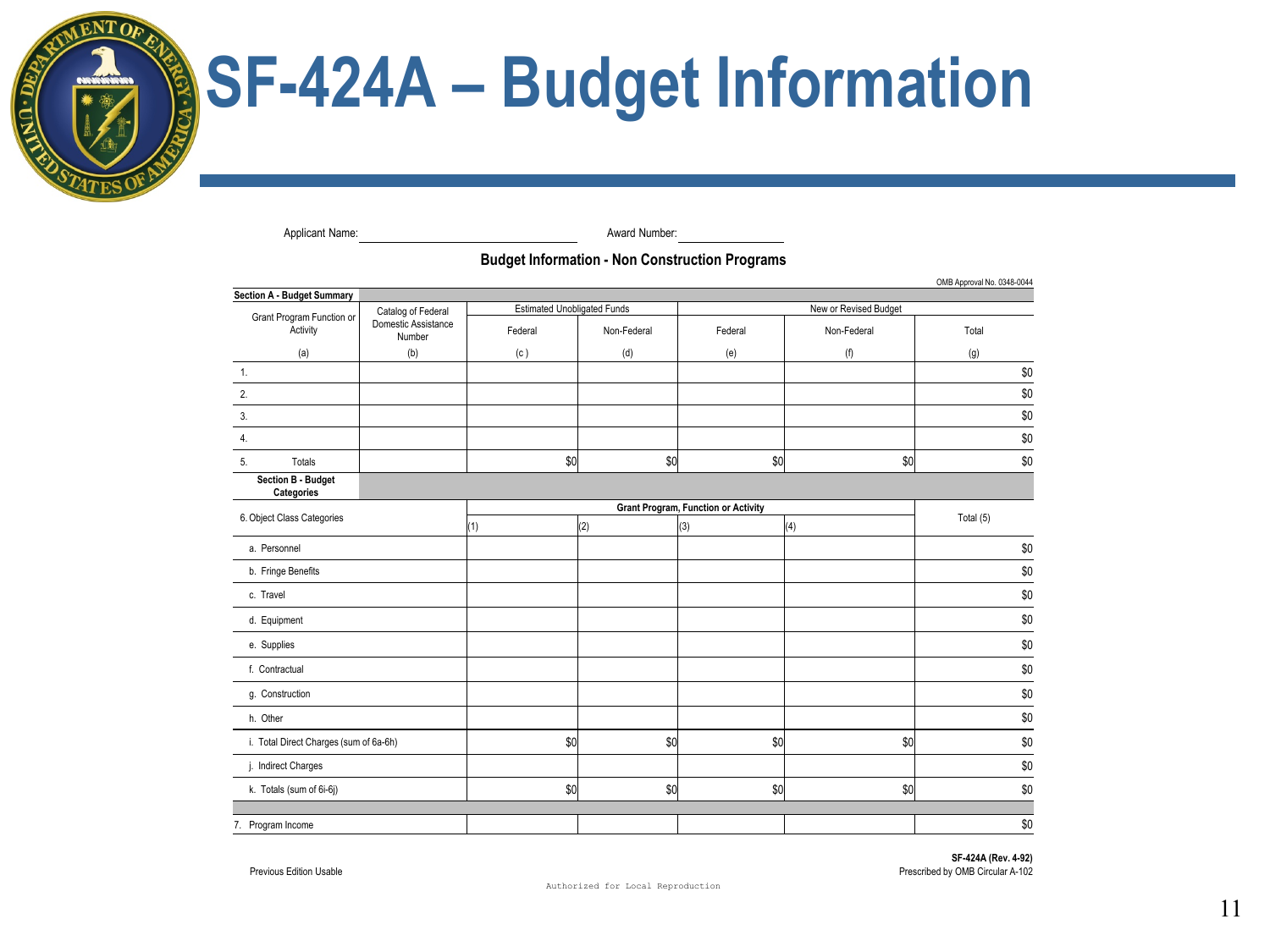# SF-424A – Budget Information

Applicant Name: ______________________ Award Number: ______________

**Budget Information - Non Construction Programs**

OMB Approval No. 0348-0044

| **Section A - Budget Summary** | | | | | | |
|---|---|---|---|---|---|---|
| Grant Program Function or Activity | Catalog of Federal Domestic Assistance Number | Estimated Unobligated Funds | | New or Revised Budget | | |
| | | Federal | Non-Federal | Federal | Non-Federal | Total |
| (a) | (b) | (c ) | (d) | (e) | (f) | (g) |
| 1. | | | | | | $0 |
| 2. | | | | | | $0 |
| 3. | | | | | | $0 |
| 4. | | | | | | $0 |
| 5. Totals | | $0 | $0 | $0 | $0 | $0 |

| **Section B - Budget Categories** | | | | | |
|---|---|---|---|---|---|
| 6. Object Class Categories | **Grant Program, Function or Activity** | | | | Total (5) |
| | (1) | (2) | (3) | (4) | |
| a. Personnel | | | | | $0 |
| b. Fringe Benefits | | | | | $0 |
| c. Travel | | | | | $0 |
| d. Equipment | | | | | $0 |
| e. Supplies | | | | | $0 |
| f. Contractual | | | | | $0 |
| g. Construction | | | | | $0 |
| h. Other | | | | | $0 |
| i. Total Direct Charges (sum of 6a-6h) | $0 | $0 | $0 | $0 | $0 |
| j. Indirect Charges | | | | | $0 |
| k. Totals (sum of 6i-6j) | $0 | $0 | $0 | $0 | $0 |
| | | | | | |
| 7. Program Income | | | | | $0 |

Previous Edition Usable

Authorized for Local Reproduction

**SF-424A (Rev. 4-92)**
Prescribed by OMB Circular A-102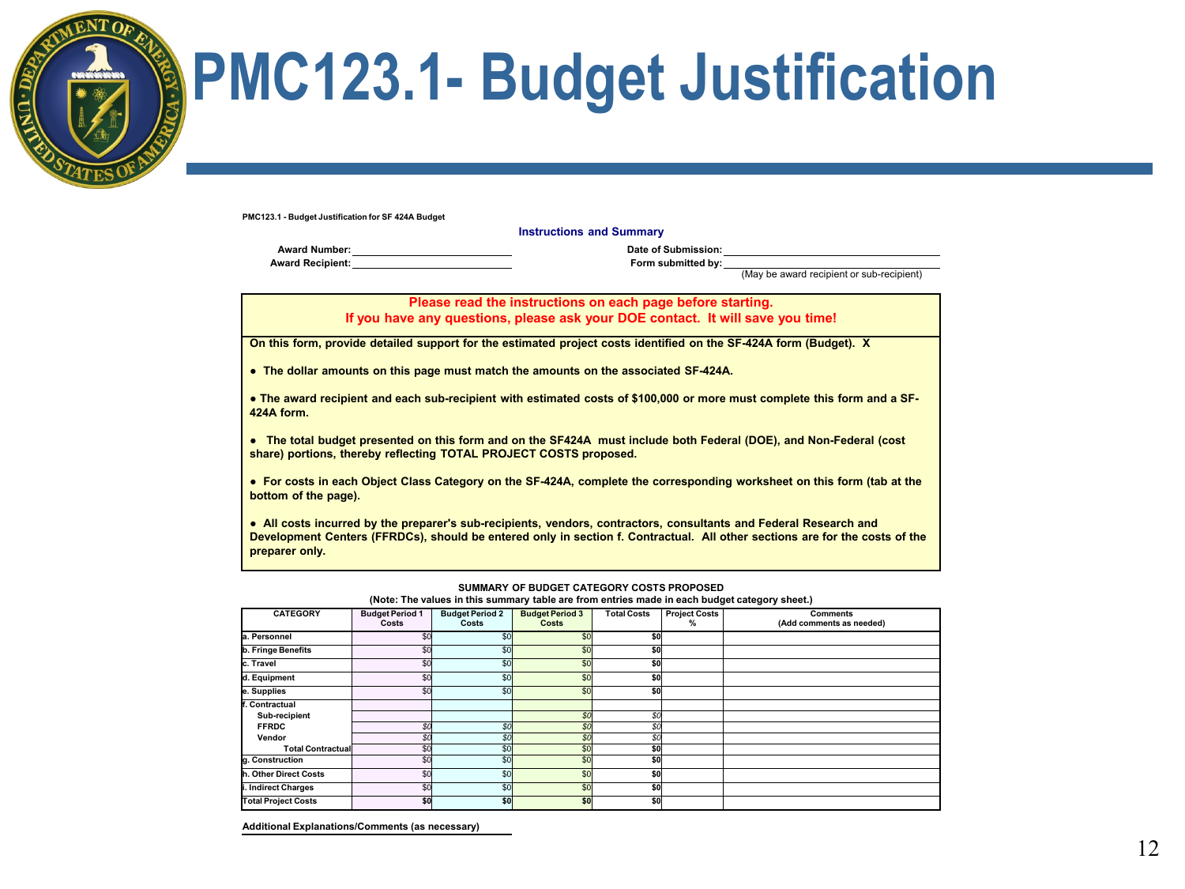# PMC123.1- Budget Justification

PMC123.1 - Budget Justification for SF 424A Budget

**Instructions and Summary**

**Award Number:** ____________________ **Date of Submission:** ____________________

**Award Recipient:** ____________________ **Form submitted by:** ____________________

(May be award recipient or sub-recipient)

**Please read the instructions on each page before starting.**
**If you have any questions, please ask your DOE contact. It will save you time!**

**On this form, provide detailed support for the estimated project costs identified on the SF-424A form (Budget). X**

- **The dollar amounts on this page must match the amounts on the associated SF-424A.**
- **The award recipient and each sub-recipient with estimated costs of $100,000 or more must complete this form and a SF-424A form.**
- **The total budget presented on this form and on the SF424A must include both Federal (DOE), and Non-Federal (cost share) portions, thereby reflecting TOTAL PROJECT COSTS proposed.**
- **For costs in each Object Class Category on the SF-424A, complete the corresponding worksheet on this form (tab at the bottom of the page).**
- **All costs incurred by the preparer's sub-recipients, vendors, contractors, consultants and Federal Research and Development Centers (FFRDCs), should be entered only in section f. Contractual. All other sections are for the costs of the preparer only.**

**SUMMARY OF BUDGET CATEGORY COSTS PROPOSED**
**(Note: The values in this summary table are from entries made in each budget category sheet.)**

| CATEGORY | Budget Period 1 Costs | Budget Period 2 Costs | Budget Period 3 Costs | Total Costs | Project Costs % | Comments (Add comments as needed) |
|---|---|---|---|---|---|---|
| a. Personnel | $0 | $0 | $0 | **$0** | | |
| b. Fringe Benefits | $0 | $0 | $0 | **$0** | | |
| c. Travel | $0 | $0 | $0 | **$0** | | |
| d. Equipment | $0 | $0 | $0 | **$0** | | |
| e. Supplies | $0 | $0 | $0 | **$0** | | |
| f. Contractual | | | | | | |
| Sub-recipient | | | *$0* | *$0* | | |
| FFRDC | *$0* | *$0* | *$0* | *$0* | | |
| Vendor | *$0* | *$0* | *$0* | *$0* | | |
| Total Contractual | $0 | $0 | $0 | **$0** | | |
| g. Construction | $0 | $0 | $0 | **$0** | | |
| h. Other Direct Costs | $0 | $0 | $0 | **$0** | | |
| i. Indirect Charges | $0 | $0 | $0 | **$0** | | |
| **Total Project Costs** | **$0** | **$0** | **$0** | **$0** | | |

**Additional Explanations/Comments (as necessary)**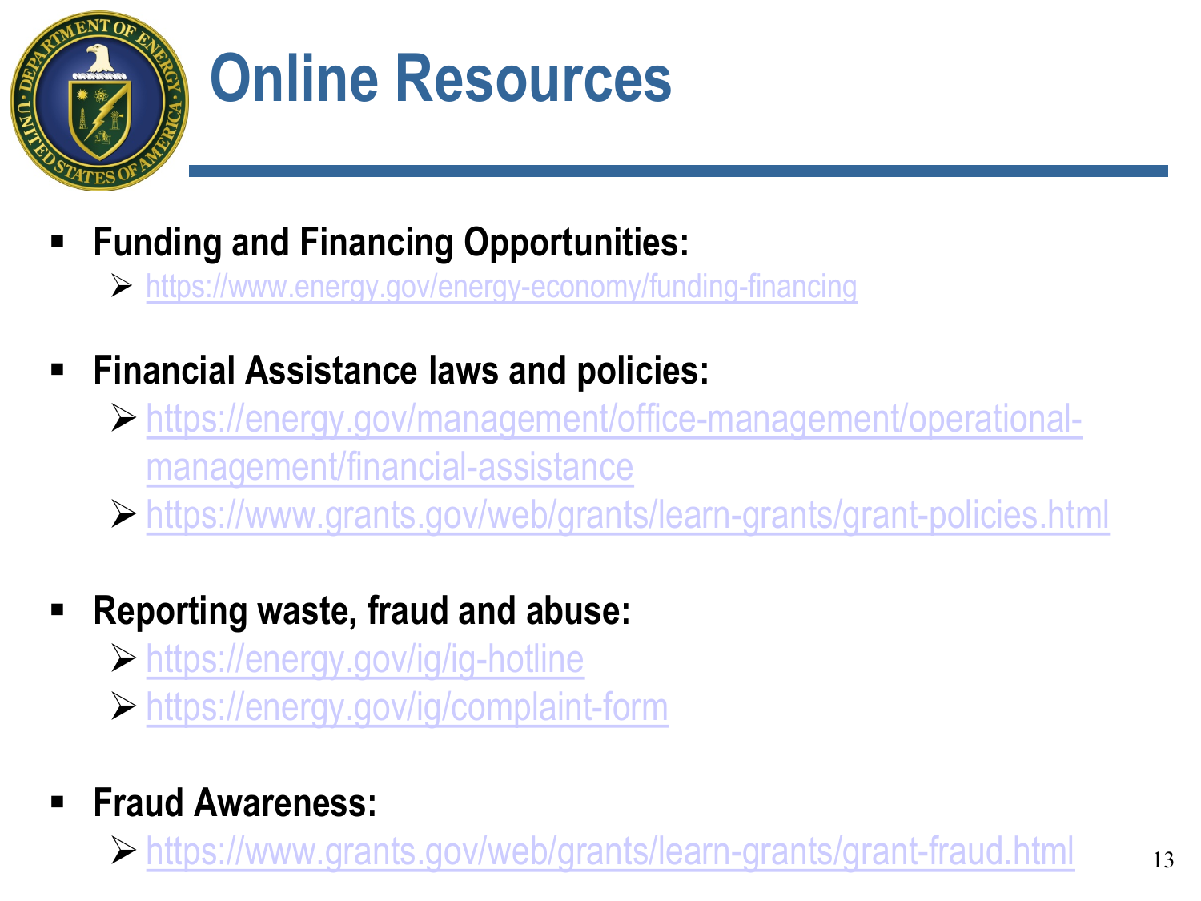# Online Resources

- **Funding and Financing Opportunities:**
  - https://www.energy.gov/energy-economy/funding-financing
- **Financial Assistance laws and policies:**
  - https://energy.gov/management/office-management/operational-management/financial-assistance
  - https://www.grants.gov/web/grants/learn-grants/grant-policies.html
- **Reporting waste, fraud and abuse:**
  - https://energy.gov/ig/ig-hotline
  - https://energy.gov/ig/complaint-form
- **Fraud Awareness:**
  - https://www.grants.gov/web/grants/learn-grants/grant-fraud.html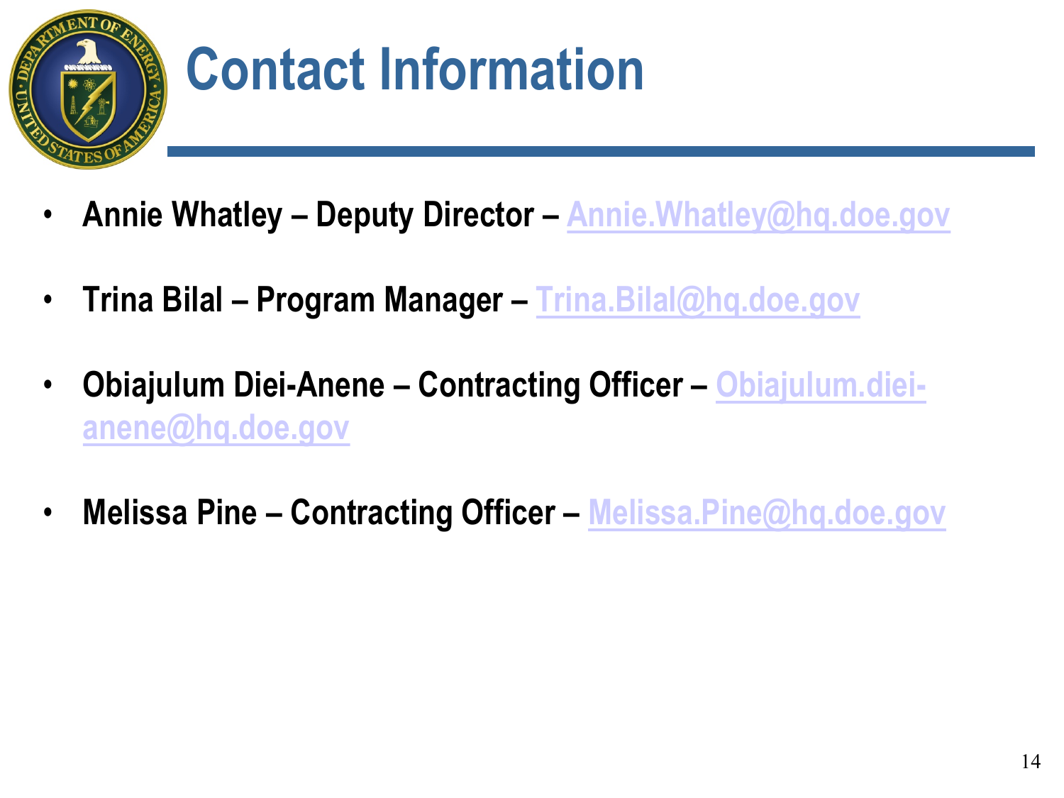# Contact Information

- **Annie Whatley – Deputy Director –** Annie.Whatley@hq.doe.gov
- **Trina Bilal – Program Manager –** Trina.Bilal@hq.doe.gov
- **Obiajulum Diei-Anene – Contracting Officer –** Obiajulum.diei-anene@hq.doe.gov
- **Melissa Pine – Contracting Officer –** Melissa.Pine@hq.doe.gov